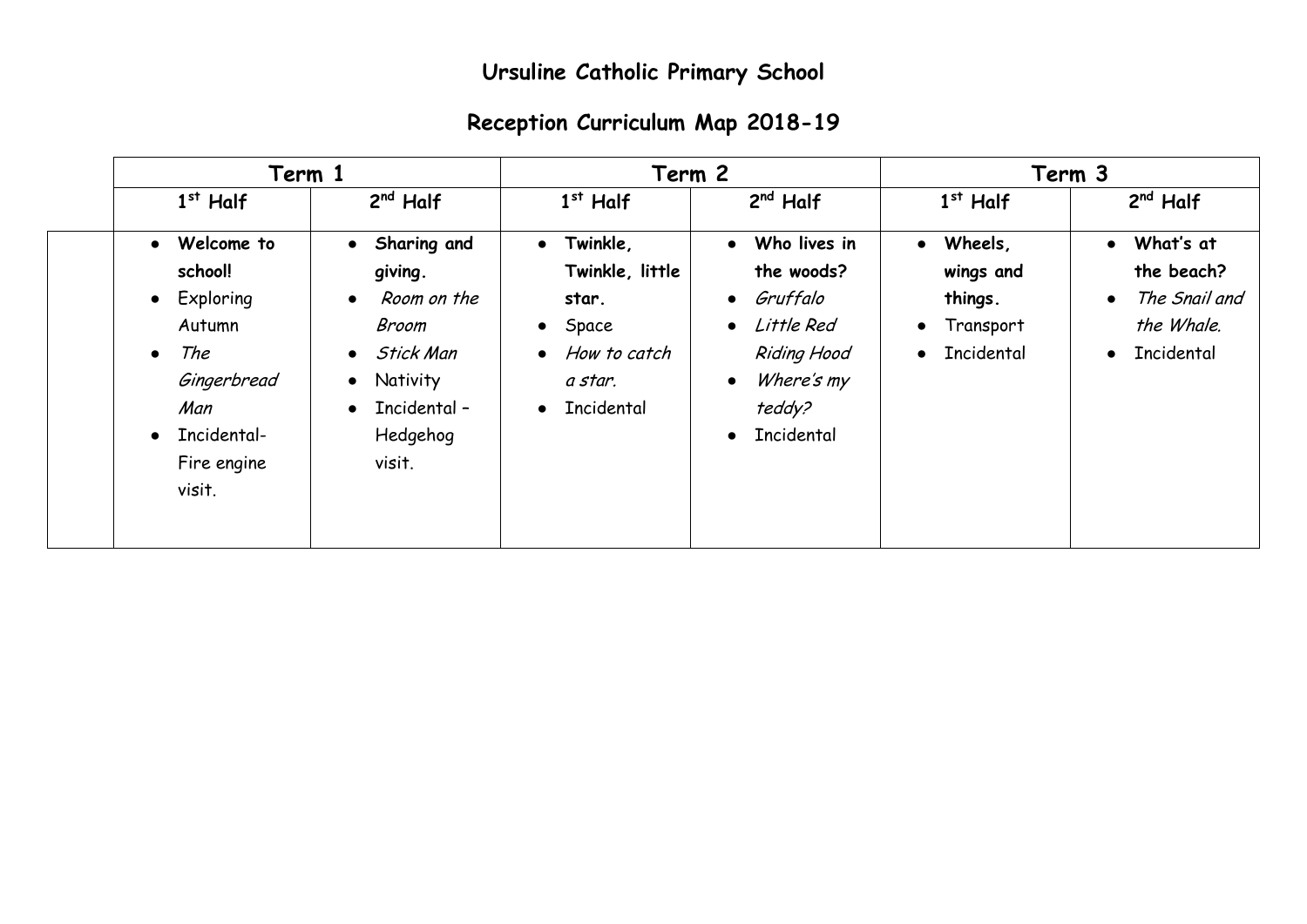# Ursuline Catholic Primary School

## Reception Curriculum Map 2018-19

| | Term 1 | | Term 2 | | Term 3 | |
|---|---|---|---|---|---|---|
| | 1st Half | 2nd Half | 1st Half | 2nd Half | 1st Half | 2nd Half |
| | • **Welcome to school!**<br>• Exploring Autumn<br>• *The Gingerbread Man*<br>• Incidental- Fire engine visit. | • **Sharing and giving.**<br>• *Room on the Broom*<br>• *Stick Man*<br>• Nativity<br>• Incidental – Hedgehog visit. | • **Twinkle, Twinkle, little star.**<br>• Space<br>• *How to catch a star.*<br>• Incidental | • **Who lives in the woods?**<br>• *Gruffalo*<br>• *Little Red Riding Hood*<br>• *Where's my teddy?*<br>• Incidental | • **Wheels, wings and things.**<br>• Transport<br>• Incidental | • **What's at the beach?**<br>• *The Snail and the Whale.*<br>• Incidental |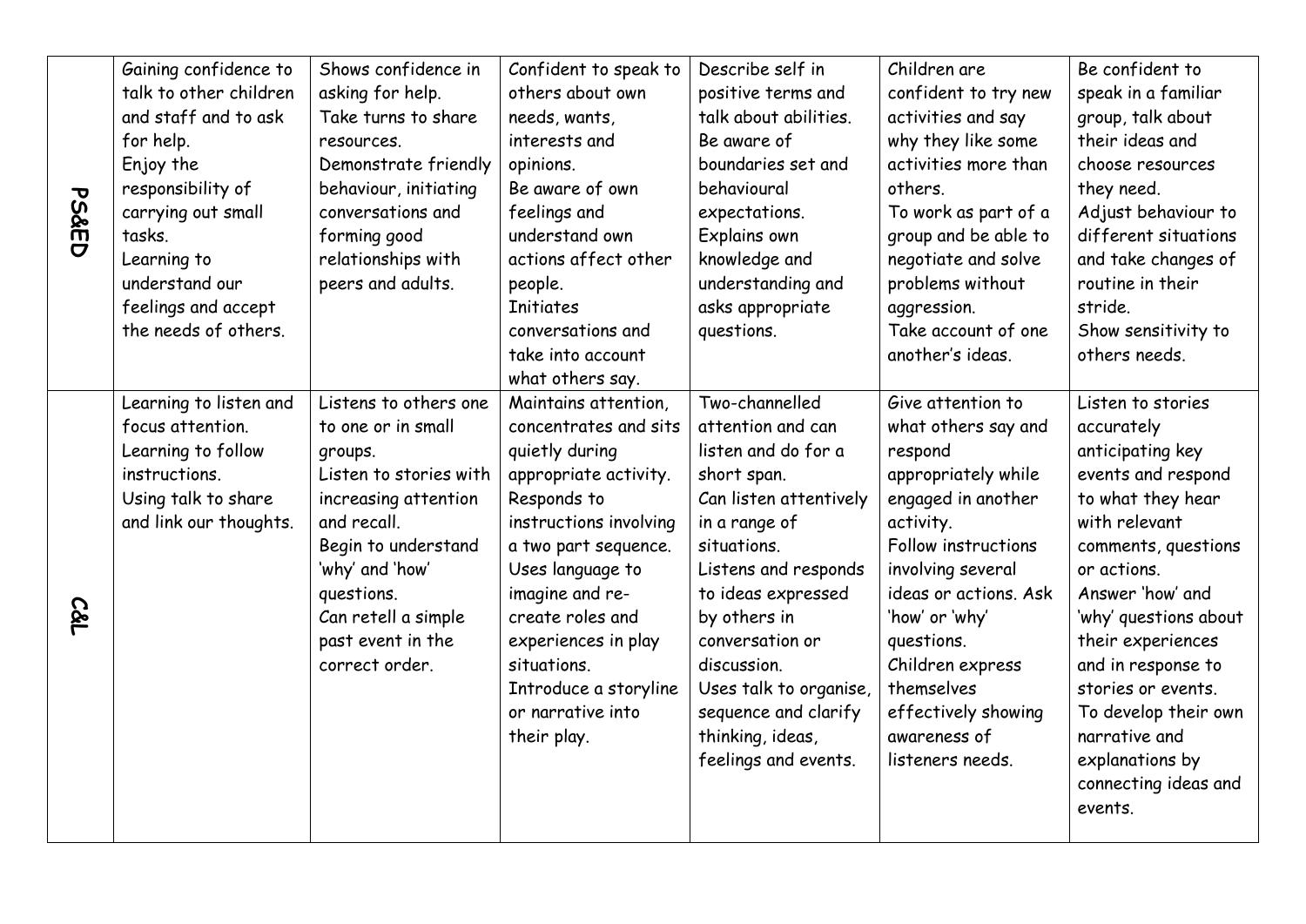| | | | | | | |
|---|---|---|---|---|---|---|
| PS&ED | Gaining confidence to talk to other children and staff and to ask for help.<br>Enjoy the responsibility of carrying out small tasks.<br>Learning to understand our feelings and accept the needs of others. | Shows confidence in asking for help.<br>Take turns to share resources.<br>Demonstrate friendly behaviour, initiating conversations and forming good relationships with peers and adults. | Confident to speak to others about own needs, wants, interests and opinions.<br>Be aware of own feelings and understand own actions affect other people.<br>Initiates conversations and take into account what others say. | Describe self in positive terms and talk about abilities.<br>Be aware of boundaries set and behavioural expectations.<br>Explains own knowledge and understanding and asks appropriate questions. | Children are confident to try new activities and say why they like some activities more than others.<br>To work as part of a group and be able to negotiate and solve problems without aggression.<br>Take account of one another's ideas. | Be confident to speak in a familiar group, talk about their ideas and choose resources they need.<br>Adjust behaviour to different situations and take changes of routine in their stride.<br>Show sensitivity to others needs. |
| C&L | Learning to listen and focus attention.<br>Learning to follow instructions.<br>Using talk to share and link our thoughts. | Listens to others one to one or in small groups.<br>Listen to stories with increasing attention and recall.<br>Begin to understand 'why' and 'how' questions.<br>Can retell a simple past event in the correct order. | Maintains attention, concentrates and sits quietly during appropriate activity.<br>Responds to instructions involving a two part sequence.<br>Uses language to imagine and re-create roles and experiences in play situations.<br>Introduce a storyline or narrative into their play. | Two-channelled attention and can listen and do for a short span.<br>Can listen attentively in a range of situations.<br>Listens and responds to ideas expressed by others in conversation or discussion.<br>Uses talk to organise, sequence and clarify thinking, ideas, feelings and events. | Give attention to what others say and respond appropriately while engaged in another activity.<br>Follow instructions involving several ideas or actions. Ask 'how' or 'why' questions.<br>Children express themselves effectively showing awareness of listeners needs. | Listen to stories accurately anticipating key events and respond to what they hear with relevant comments, questions or actions.<br>Answer 'how' and 'why' questions about their experiences and in response to stories or events.<br>To develop their own narrative and explanations by connecting ideas and events. |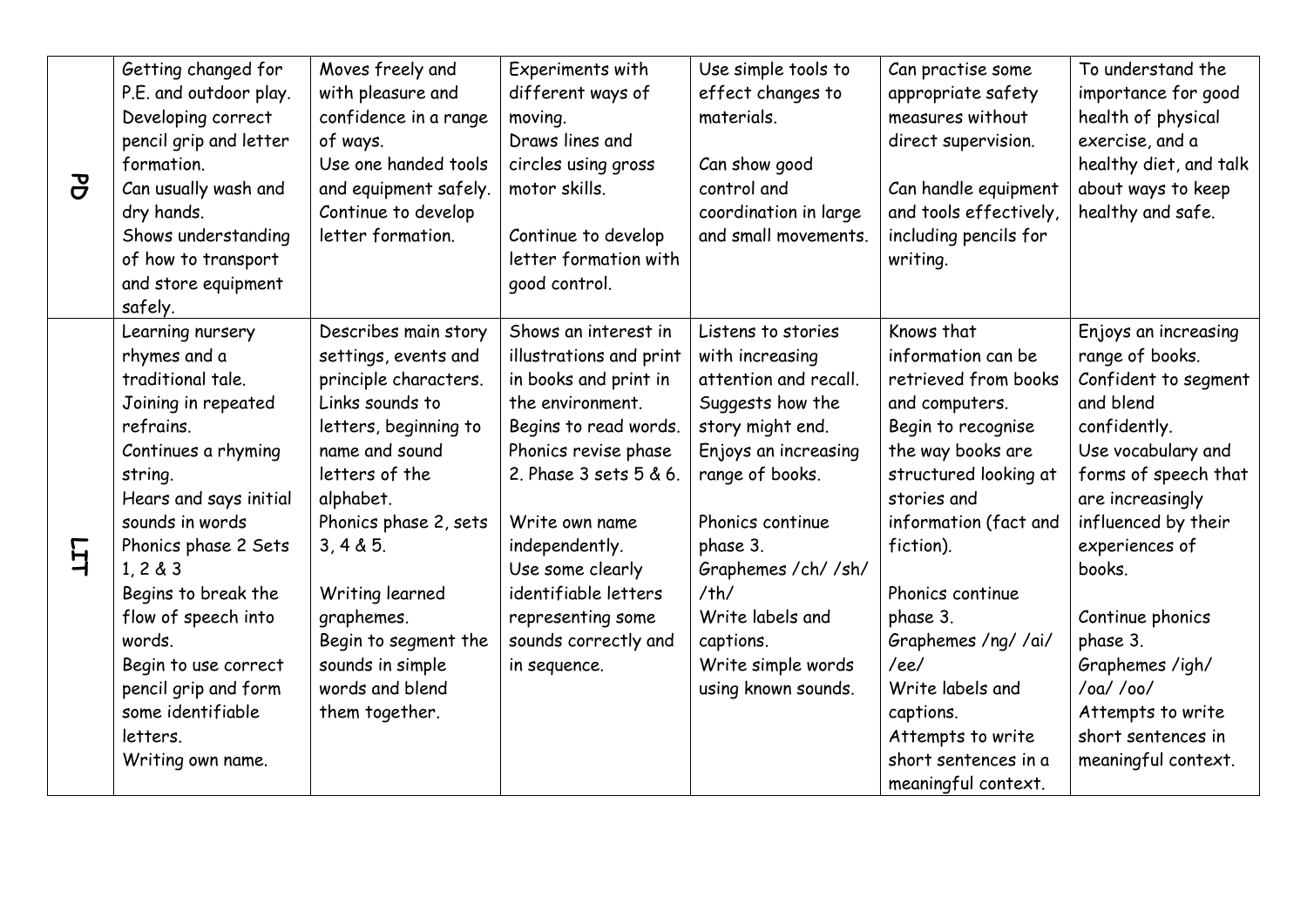| | | | | | | |
|---|---|---|---|---|---|---|
| PD | Getting changed for P.E. and outdoor play.<br>Developing correct pencil grip and letter formation.<br>Can usually wash and dry hands.<br>Shows understanding of how to transport and store equipment safely. | Moves freely and with pleasure and confidence in a range of ways.<br>Use one handed tools and equipment safely.<br>Continue to develop letter formation. | Experiments with different ways of moving.<br>Draws lines and circles using gross motor skills.<br><br>Continue to develop letter formation with good control. | Use simple tools to effect changes to materials.<br><br>Can show good control and coordination in large and small movements. | Can practise some appropriate safety measures without direct supervision.<br><br>Can handle equipment and tools effectively, including pencils for writing. | To understand the importance for good health of physical exercise, and a healthy diet, and talk about ways to keep healthy and safe. |
| LIT | Learning nursery rhymes and a traditional tale.<br>Joining in repeated refrains.<br>Continues a rhyming string.<br>Hears and says initial sounds in words<br>Phonics phase 2 Sets 1, 2 & 3<br>Begins to break the flow of speech into words.<br>Begin to use correct pencil grip and form some identifiable letters.<br>Writing own name. | Describes main story settings, events and principle characters.<br>Links sounds to letters, beginning to name and sound letters of the alphabet.<br>Phonics phase 2, sets 3, 4 & 5.<br><br>Writing learned graphemes.<br>Begin to segment the sounds in simple words and blend them together. | Shows an interest in illustrations and print in books and print in the environment.<br>Begins to read words.<br>Phonics revise phase 2. Phase 3 sets 5 & 6.<br><br>Write own name independently.<br>Use some clearly identifiable letters representing some sounds correctly and in sequence. | Listens to stories with increasing attention and recall.<br>Suggests how the story might end.<br>Enjoys an increasing range of books.<br><br>Phonics continue phase 3.<br>Graphemes /ch/ /sh/ /th/<br>Write labels and captions.<br>Write simple words using known sounds. | Knows that information can be retrieved from books and computers.<br>Begin to recognise the way books are structured looking at stories and information (fact and fiction).<br><br>Phonics continue phase 3.<br>Graphemes /ng/ /ai/ /ee/<br>Write labels and captions.<br>Attempts to write short sentences in a meaningful context. | Enjoys an increasing range of books.<br>Confident to segment and blend confidently.<br>Use vocabulary and forms of speech that are increasingly influenced by their experiences of books.<br><br>Continue phonics phase 3.<br>Graphemes /igh/ /oa/ /oo/<br>Attempts to write short sentences in meaningful context. |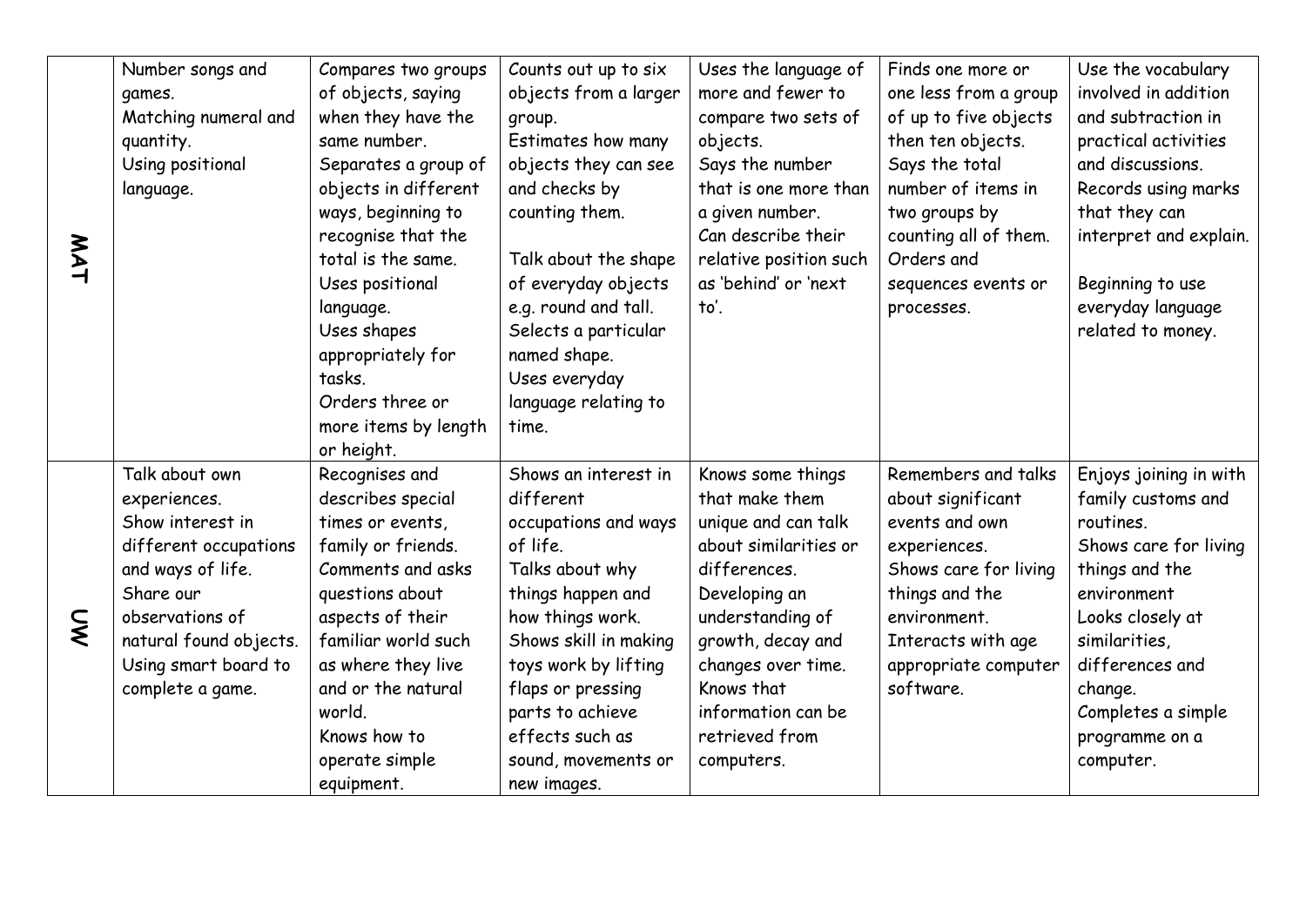| | | | | | | |
|---|---|---|---|---|---|---|
| **MAT** | Number songs and games.<br>Matching numeral and quantity.<br>Using positional language. | Compares two groups of objects, saying when they have the same number.<br>Separates a group of objects in different ways, beginning to recognise that the total is the same.<br>Uses positional language.<br>Uses shapes appropriately for tasks.<br>Orders three or more items by length or height. | Counts out up to six objects from a larger group.<br>Estimates how many objects they can see and checks by counting them.<br><br>Talk about the shape of everyday objects e.g. round and tall.<br>Selects a particular named shape.<br>Uses everyday language relating to time. | Uses the language of more and fewer to compare two sets of objects.<br>Says the number that is one more than a given number.<br>Can describe their relative position such as 'behind' or 'next to'. | Finds one more or one less from a group of up to five objects then ten objects.<br>Says the total number of items in two groups by counting all of them.<br>Orders and sequences events or processes. | Use the vocabulary involved in addition and subtraction in practical activities and discussions.<br>Records using marks that they can interpret and explain.<br><br>Beginning to use everyday language related to money. |
| **UW** | Talk about own experiences.<br>Show interest in different occupations and ways of life.<br>Share our observations of natural found objects.<br>Using smart board to complete a game. | Recognises and describes special times or events, family or friends.<br>Comments and asks questions about aspects of their familiar world such as where they live and or the natural world.<br>Knows how to operate simple equipment. | Shows an interest in different occupations and ways of life.<br>Talks about why things happen and how things work.<br>Shows skill in making toys work by lifting flaps or pressing parts to achieve effects such as sound, movements or new images. | Knows some things that make them unique and can talk about similarities or differences.<br>Developing an understanding of growth, decay and changes over time.<br>Knows that information can be retrieved from computers. | Remembers and talks about significant events and own experiences.<br>Shows care for living things and the environment.<br>Interacts with age appropriate computer software. | Enjoys joining in with family customs and routines.<br>Shows care for living things and the environment<br>Looks closely at similarities, differences and change.<br>Completes a simple programme on a computer. |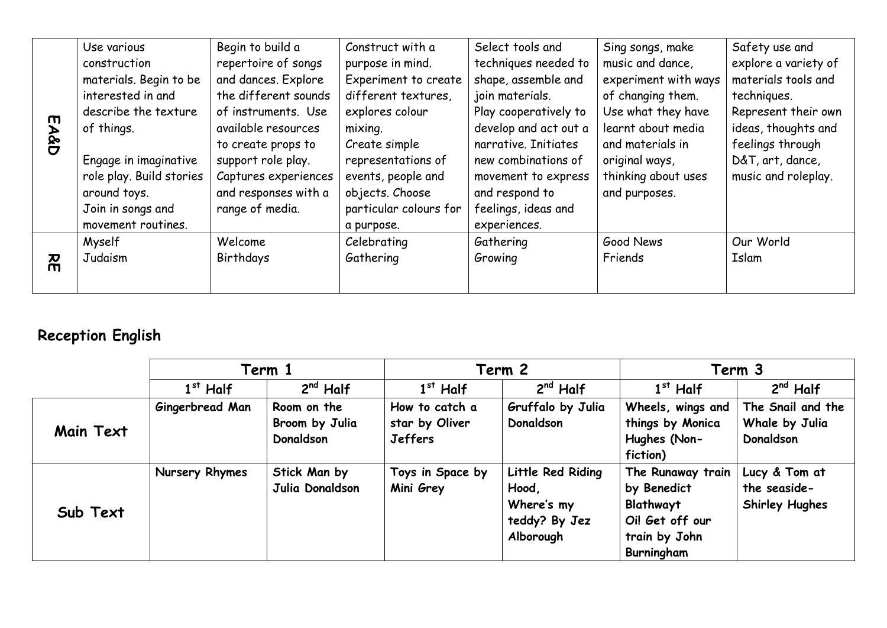| | | | | | | |
|---|---|---|---|---|---|---|
| EA&D | Use various construction materials. Begin to be interested in and describe the texture of things.<br><br>Engage in imaginative role play. Build stories around toys.<br>Join in songs and movement routines. | Begin to build a repertoire of songs and dances. Explore the different sounds of instruments. Use available resources to create props to support role play. Captures experiences and responses with a range of media. | Construct with a purpose in mind. Experiment to create different textures, explores colour mixing.<br>Create simple representations of events, people and objects. Choose particular colours for a purpose. | Select tools and techniques needed to shape, assemble and join materials.<br>Play cooperatively to develop and act out a narrative. Initiates new combinations of movement to express and respond to feelings, ideas and experiences. | Sing songs, make music and dance, experiment with ways of changing them.<br>Use what they have learnt about media and materials in original ways, thinking about uses and purposes. | Safety use and explore a variety of materials tools and techniques.<br>Represent their own ideas, thoughts and feelings through D&T, art, dance, music and roleplay. |
| RE | Myself<br>Judaism | Welcome<br>Birthdays | Celebrating<br>Gathering | Gathering<br>Growing | Good News<br>Friends | Our World<br>Islam |

## Reception English

| | Term 1 | | Term 2 | | Term 3 | |
|---|---|---|---|---|---|---|
| | 1st Half | 2nd Half | 1st Half | 2nd Half | 1st Half | 2nd Half |
| **Main Text** | **Gingerbread Man** | **Room on the Broom by Julia Donaldson** | **How to catch a star by Oliver Jeffers** | **Gruffalo by Julia Donaldson** | **Wheels, wings and things by Monica Hughes (Non-fiction)** | **The Snail and the Whale by Julia Donaldson** |
| **Sub Text** | **Nursery Rhymes** | **Stick Man by Julia Donaldson** | **Toys in Space by Mini Grey** | **Little Red Riding Hood,<br>Where's my teddy? By Jez Alborough** | **The Runaway train by Benedict Blathwayt<br>Oi! Get off our train by John Burningham** | **Lucy & Tom at the seaside- Shirley Hughes** |